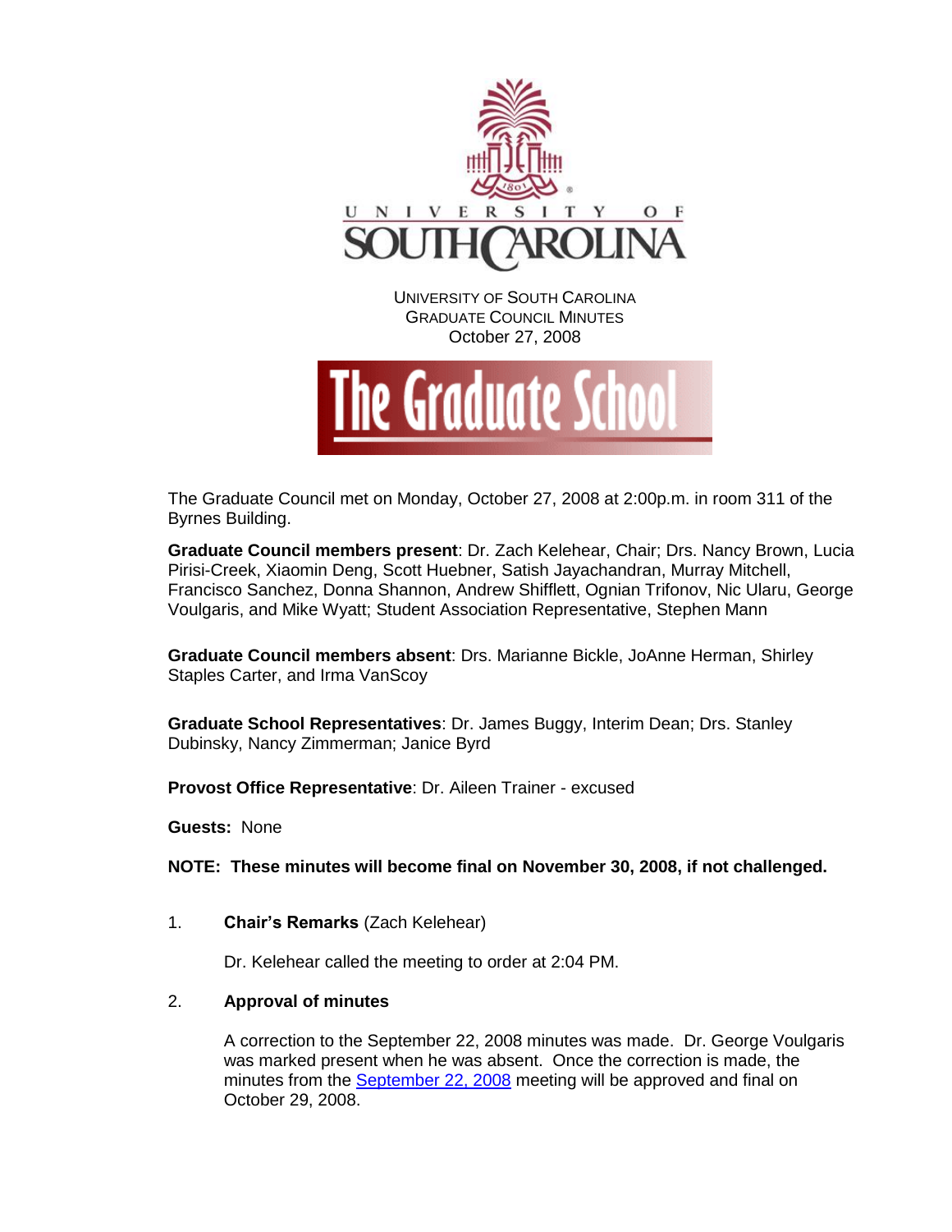UNIVERSITY OF SOUTH CAROLINA
GRADUATE COUNCIL MINUTES
October 27, 2008

# The Graduate School

The Graduate Council met on Monday, October 27, 2008 at 2:00p.m. in room 311 of the Byrnes Building.

**Graduate Council members present**: Dr. Zach Kelehear, Chair; Drs. Nancy Brown, Lucia Pirisi-Creek, Xiaomin Deng, Scott Huebner, Satish Jayachandran, Murray Mitchell, Francisco Sanchez, Donna Shannon, Andrew Shifflett, Ognian Trifonov, Nic Ularu, George Voulgaris, and Mike Wyatt; Student Association Representative, Stephen Mann

**Graduate Council members absent**: Drs. Marianne Bickle, JoAnne Herman, Shirley Staples Carter, and Irma VanScoy

**Graduate School Representatives**: Dr. James Buggy, Interim Dean; Drs. Stanley Dubinsky, Nancy Zimmerman; Janice Byrd

**Provost Office Representative**: Dr. Aileen Trainer - excused

**Guests:** None

**NOTE: These minutes will become final on November 30, 2008, if not challenged.**

1. **Chair's Remarks** (Zach Kelehear)

   Dr. Kelehear called the meeting to order at 2:04 PM.

2. **Approval of minutes**

   A correction to the September 22, 2008 minutes was made. Dr. George Voulgaris was marked present when he was absent. Once the correction is made, the minutes from the September 22, 2008 meeting will be approved and final on October 29, 2008.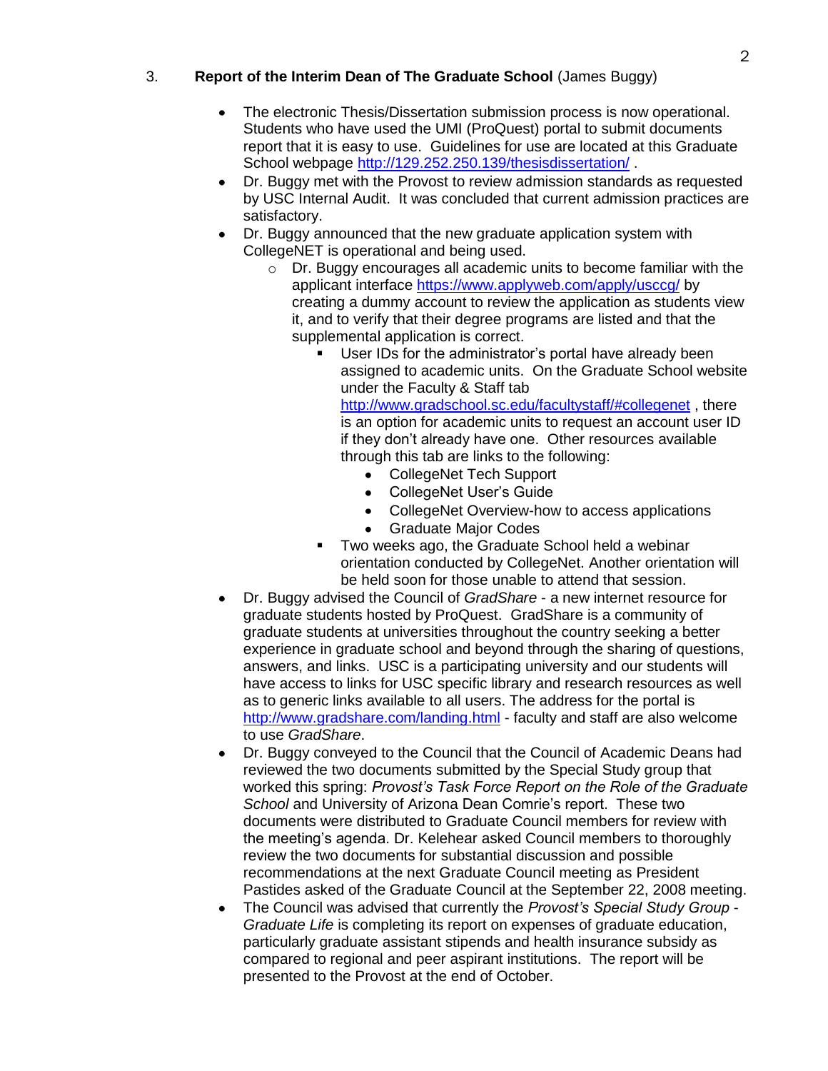3. **Report of the Interim Dean of The Graduate School** (James Buggy)

- The electronic Thesis/Dissertation submission process is now operational. Students who have used the UMI (ProQuest) portal to submit documents report that it is easy to use. Guidelines for use are located at this Graduate School webpage http://129.252.250.139/thesisdissertation/ .
- Dr. Buggy met with the Provost to review admission standards as requested by USC Internal Audit. It was concluded that current admission practices are satisfactory.
- Dr. Buggy announced that the new graduate application system with CollegeNET is operational and being used.
    - Dr. Buggy encourages all academic units to become familiar with the applicant interface https://www.applyweb.com/apply/usccg/ by creating a dummy account to review the application as students view it, and to verify that their degree programs are listed and that the supplemental application is correct.
        - User IDs for the administrator's portal have already been assigned to academic units. On the Graduate School website under the Faculty & Staff tab http://www.gradschool.sc.edu/facultystaff/#collegenet , there is an option for academic units to request an account user ID if they don't already have one. Other resources available through this tab are links to the following:
            - CollegeNet Tech Support
            - CollegeNet User's Guide
            - CollegeNet Overview-how to access applications
            - Graduate Major Codes
        - Two weeks ago, the Graduate School held a webinar orientation conducted by CollegeNet. Another orientation will be held soon for those unable to attend that session.
- Dr. Buggy advised the Council of *GradShare* - a new internet resource for graduate students hosted by ProQuest. GradShare is a community of graduate students at universities throughout the country seeking a better experience in graduate school and beyond through the sharing of questions, answers, and links. USC is a participating university and our students will have access to links for USC specific library and research resources as well as to generic links available to all users. The address for the portal is http://www.gradshare.com/landing.html - faculty and staff are also welcome to use *GradShare*.
- Dr. Buggy conveyed to the Council that the Council of Academic Deans had reviewed the two documents submitted by the Special Study group that worked this spring: *Provost's Task Force Report on the Role of the Graduate School* and University of Arizona Dean Comrie's report. These two documents were distributed to Graduate Council members for review with the meeting's agenda. Dr. Kelehear asked Council members to thoroughly review the two documents for substantial discussion and possible recommendations at the next Graduate Council meeting as President Pastides asked of the Graduate Council at the September 22, 2008 meeting.
- The Council was advised that currently the *Provost's Special Study Group - Graduate Life* is completing its report on expenses of graduate education, particularly graduate assistant stipends and health insurance subsidy as compared to regional and peer aspirant institutions. The report will be presented to the Provost at the end of October.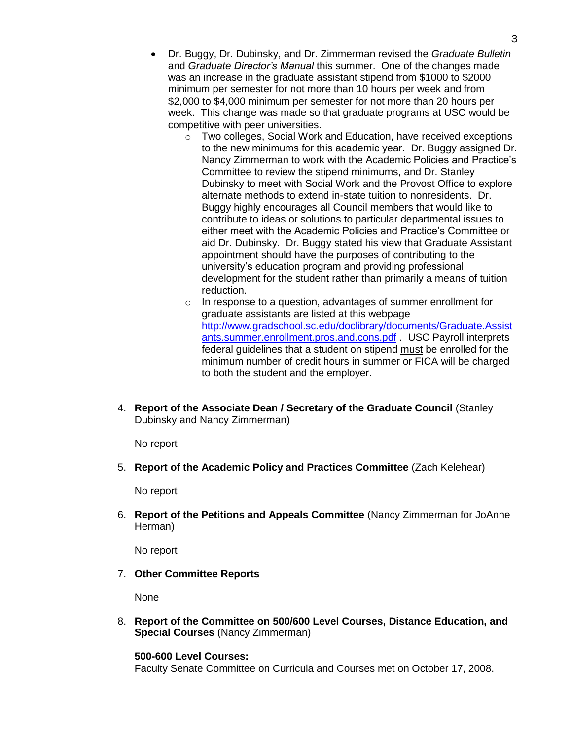- Dr. Buggy, Dr. Dubinsky, and Dr. Zimmerman revised the *Graduate Bulletin* and *Graduate Director's Manual* this summer. One of the changes made was an increase in the graduate assistant stipend from $1000 to $2000 minimum per semester for not more than 10 hours per week and from $2,000 to $4,000 minimum per semester for not more than 20 hours per week. This change was made so that graduate programs at USC would be competitive with peer universities.
  - Two colleges, Social Work and Education, have received exceptions to the new minimums for this academic year. Dr. Buggy assigned Dr. Nancy Zimmerman to work with the Academic Policies and Practice's Committee to review the stipend minimums, and Dr. Stanley Dubinsky to meet with Social Work and the Provost Office to explore alternate methods to extend in-state tuition to nonresidents. Dr. Buggy highly encourages all Council members that would like to contribute to ideas or solutions to particular departmental issues to either meet with the Academic Policies and Practice's Committee or aid Dr. Dubinsky. Dr. Buggy stated his view that Graduate Assistant appointment should have the purposes of contributing to the university's education program and providing professional development for the student rather than primarily a means of tuition reduction.
  - In response to a question, advantages of summer enrollment for graduate assistants are listed at this webpage [http://www.gradschool.sc.edu/doclibrary/documents/Graduate.Assistants.summer.enrollment.pros.and.cons.pdf](http://www.gradschool.sc.edu/doclibrary/documents/Graduate.Assistants.summer.enrollment.pros.and.cons.pdf) . USC Payroll interprets federal guidelines that a student on stipend must be enrolled for the minimum number of credit hours in summer or FICA will be charged to both the student and the employer.

4. **Report of the Associate Dean / Secretary of the Graduate Council** (Stanley Dubinsky and Nancy Zimmerman)

   No report

5. **Report of the Academic Policy and Practices Committee** (Zach Kelehear)

   No report

6. **Report of the Petitions and Appeals Committee** (Nancy Zimmerman for JoAnne Herman)

   No report

7. **Other Committee Reports**

   None

8. **Report of the Committee on 500/600 Level Courses, Distance Education, and Special Courses** (Nancy Zimmerman)

   **500-600 Level Courses:**
   Faculty Senate Committee on Curricula and Courses met on October 17, 2008.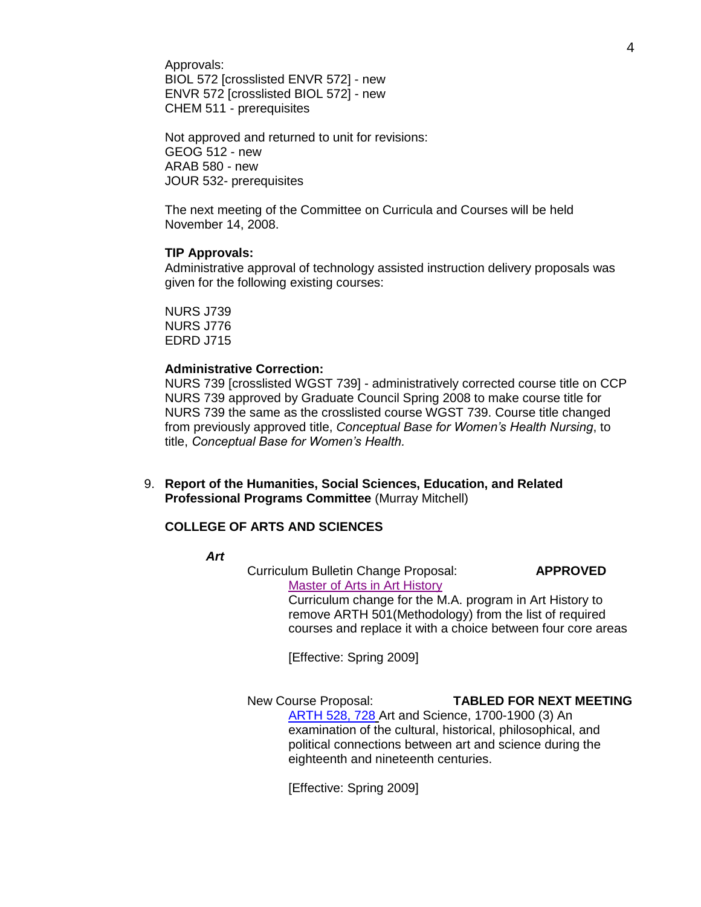Approvals:
BIOL 572 [crosslisted ENVR 572] - new
ENVR 572 [crosslisted BIOL 572] - new
CHEM 511 - prerequisites

Not approved and returned to unit for revisions:
GEOG 512 - new
ARAB 580 - new
JOUR 532- prerequisites

The next meeting of the Committee on Curricula and Courses will be held November 14, 2008.

**TIP Approvals:**
Administrative approval of technology assisted instruction delivery proposals was given for the following existing courses:

NURS J739
NURS J776
EDRD J715

**Administrative Correction:**
NURS 739 [crosslisted WGST 739] - administratively corrected course title on CCP NURS 739 approved by Graduate Council Spring 2008 to make course title for NURS 739 the same as the crosslisted course WGST 739. Course title changed from previously approved title, *Conceptual Base for Women's Health Nursing*, to title, *Conceptual Base for Women's Health.*

9. **Report of the Humanities, Social Sciences, Education, and Related Professional Programs Committee** (Murray Mitchell)

**COLLEGE OF ARTS AND SCIENCES**

***Art***

Curriculum Bulletin Change Proposal: **APPROVED**
Master of Arts in Art History
Curriculum change for the M.A. program in Art History to remove ARTH 501(Methodology) from the list of required courses and replace it with a choice between four core areas

[Effective: Spring 2009]

New Course Proposal: **TABLED FOR NEXT MEETING**
ARTH 528, 728 Art and Science, 1700-1900 (3) An examination of the cultural, historical, philosophical, and political connections between art and science during the eighteenth and nineteenth centuries.

[Effective: Spring 2009]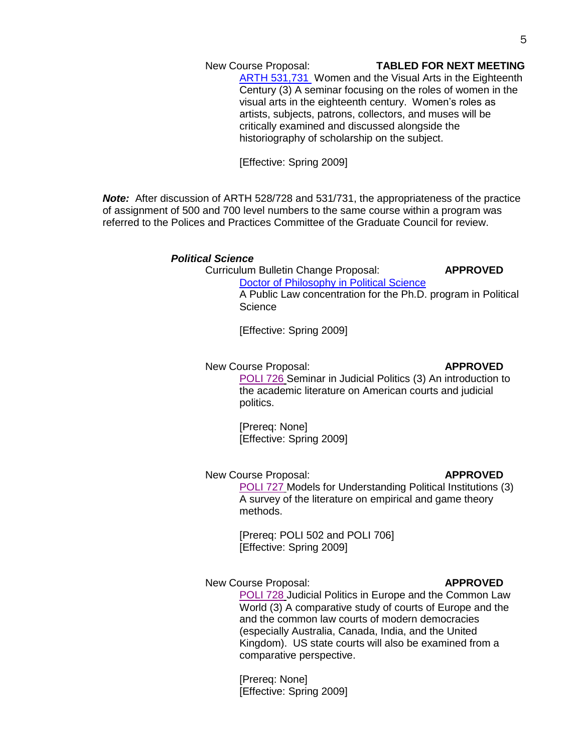New Course Proposal: **TABLED FOR NEXT MEETING**

ARTH 531,731 Women and the Visual Arts in the Eighteenth Century (3) A seminar focusing on the roles of women in the visual arts in the eighteenth century. Women's roles as artists, subjects, patrons, collectors, and muses will be critically examined and discussed alongside the historiography of scholarship on the subject.

[Effective: Spring 2009]

***Note:*** After discussion of ARTH 528/728 and 531/731, the appropriateness of the practice of assignment of 500 and 700 level numbers to the same course within a program was referred to the Polices and Practices Committee of the Graduate Council for review.

***Political Science***

Curriculum Bulletin Change Proposal: **APPROVED**

Doctor of Philosophy in Political Science

A Public Law concentration for the Ph.D. program in Political Science

[Effective: Spring 2009]

New Course Proposal: **APPROVED**

POLI 726 Seminar in Judicial Politics (3) An introduction to the academic literature on American courts and judicial politics.

[Prereq: None]
[Effective: Spring 2009]

New Course Proposal: **APPROVED**

POLI 727 Models for Understanding Political Institutions (3) A survey of the literature on empirical and game theory methods.

[Prereq: POLI 502 and POLI 706]
[Effective: Spring 2009]

New Course Proposal: **APPROVED**

POLI 728 Judicial Politics in Europe and the Common Law World (3) A comparative study of courts of Europe and the and the common law courts of modern democracies (especially Australia, Canada, India, and the United Kingdom). US state courts will also be examined from a comparative perspective.

[Prereq: None]
[Effective: Spring 2009]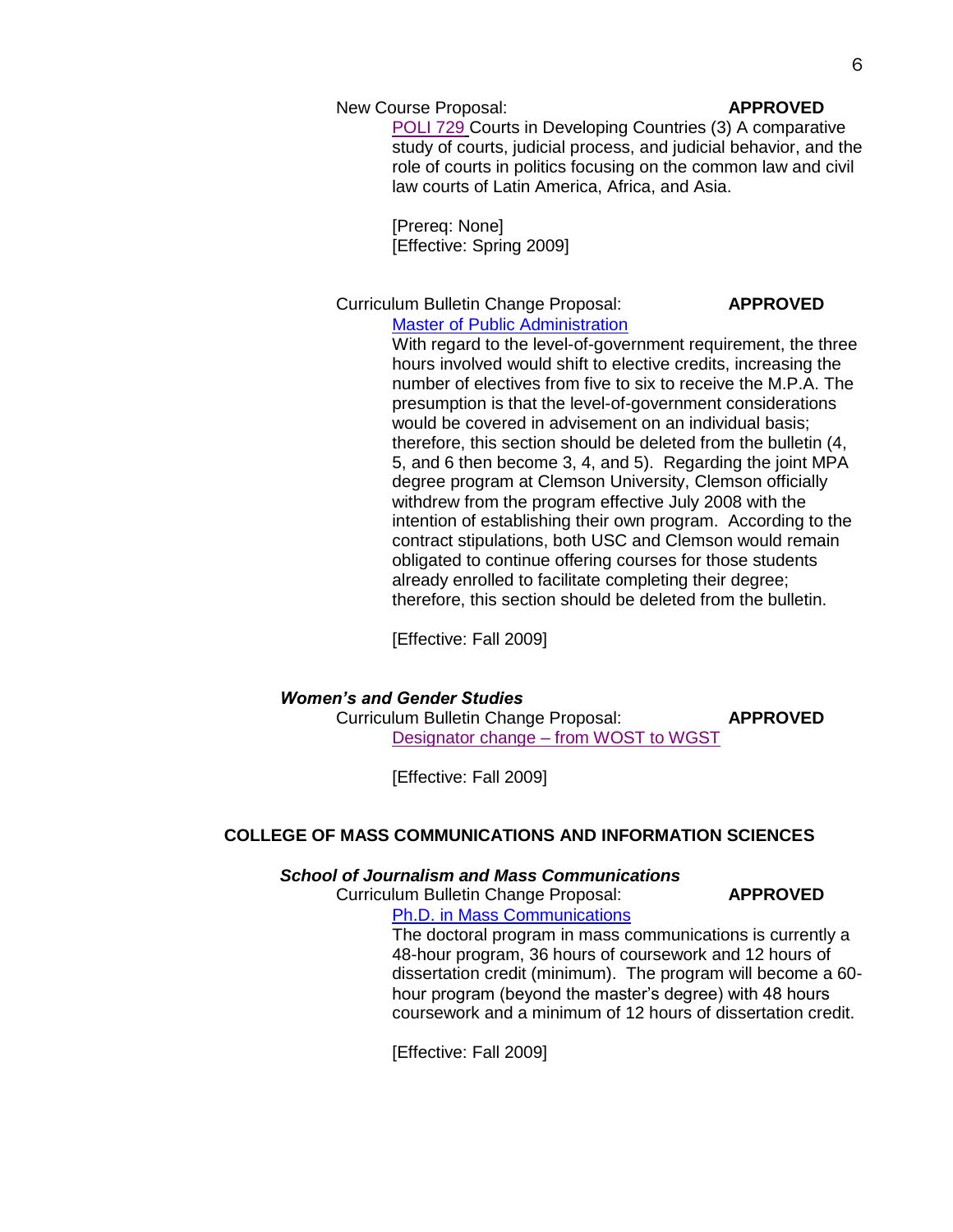New Course Proposal: **APPROVED**

POLI 729 Courts in Developing Countries (3) A comparative study of courts, judicial process, and judicial behavior, and the role of courts in politics focusing on the common law and civil law courts of Latin America, Africa, and Asia.

[Prereq: None]
[Effective: Spring 2009]

Curriculum Bulletin Change Proposal: **APPROVED**

Master of Public Administration

With regard to the level-of-government requirement, the three hours involved would shift to elective credits, increasing the number of electives from five to six to receive the M.P.A. The presumption is that the level-of-government considerations would be covered in advisement on an individual basis; therefore, this section should be deleted from the bulletin (4, 5, and 6 then become 3, 4, and 5). Regarding the joint MPA degree program at Clemson University, Clemson officially withdrew from the program effective July 2008 with the intention of establishing their own program. According to the contract stipulations, both USC and Clemson would remain obligated to continue offering courses for those students already enrolled to facilitate completing their degree; therefore, this section should be deleted from the bulletin.

[Effective: Fall 2009]

***Women's and Gender Studies***

Curriculum Bulletin Change Proposal: **APPROVED**

Designator change – from WOST to WGST

[Effective: Fall 2009]

## COLLEGE OF MASS COMMUNICATIONS AND INFORMATION SCIENCES

***School of Journalism and Mass Communications***

Curriculum Bulletin Change Proposal: **APPROVED**

Ph.D. in Mass Communications

The doctoral program in mass communications is currently a 48-hour program, 36 hours of coursework and 12 hours of dissertation credit (minimum). The program will become a 60-hour program (beyond the master's degree) with 48 hours coursework and a minimum of 12 hours of dissertation credit.

[Effective: Fall 2009]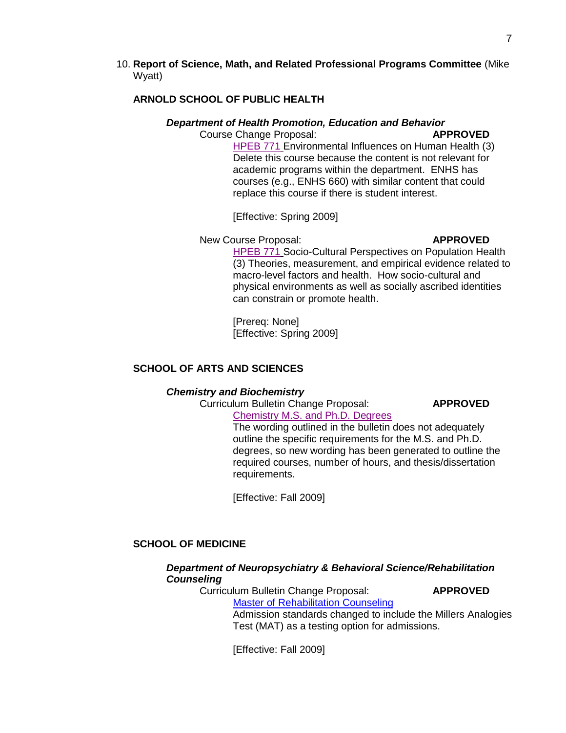10. **Report of Science, Math, and Related Professional Programs Committee** (Mike Wyatt)

**ARNOLD SCHOOL OF PUBLIC HEALTH**

***Department of Health Promotion, Education and Behavior***

Course Change Proposal: **APPROVED**

HPEB 771 Environmental Influences on Human Health (3) Delete this course because the content is not relevant for academic programs within the department. ENHS has courses (e.g., ENHS 660) with similar content that could replace this course if there is student interest.

[Effective: Spring 2009]

New Course Proposal: **APPROVED**

HPEB 771 Socio-Cultural Perspectives on Population Health (3) Theories, measurement, and empirical evidence related to macro-level factors and health. How socio-cultural and physical environments as well as socially ascribed identities can constrain or promote health.

[Prereq: None]
[Effective: Spring 2009]

**SCHOOL OF ARTS AND SCIENCES**

***Chemistry and Biochemistry***

Curriculum Bulletin Change Proposal: **APPROVED**

Chemistry M.S. and Ph.D. Degrees

The wording outlined in the bulletin does not adequately outline the specific requirements for the M.S. and Ph.D. degrees, so new wording has been generated to outline the required courses, number of hours, and thesis/dissertation requirements.

[Effective: Fall 2009]

**SCHOOL OF MEDICINE**

***Department of Neuropsychiatry & Behavioral Science/Rehabilitation Counseling***

Curriculum Bulletin Change Proposal: **APPROVED**

Master of Rehabilitation Counseling

Admission standards changed to include the Millers Analogies Test (MAT) as a testing option for admissions.

[Effective: Fall 2009]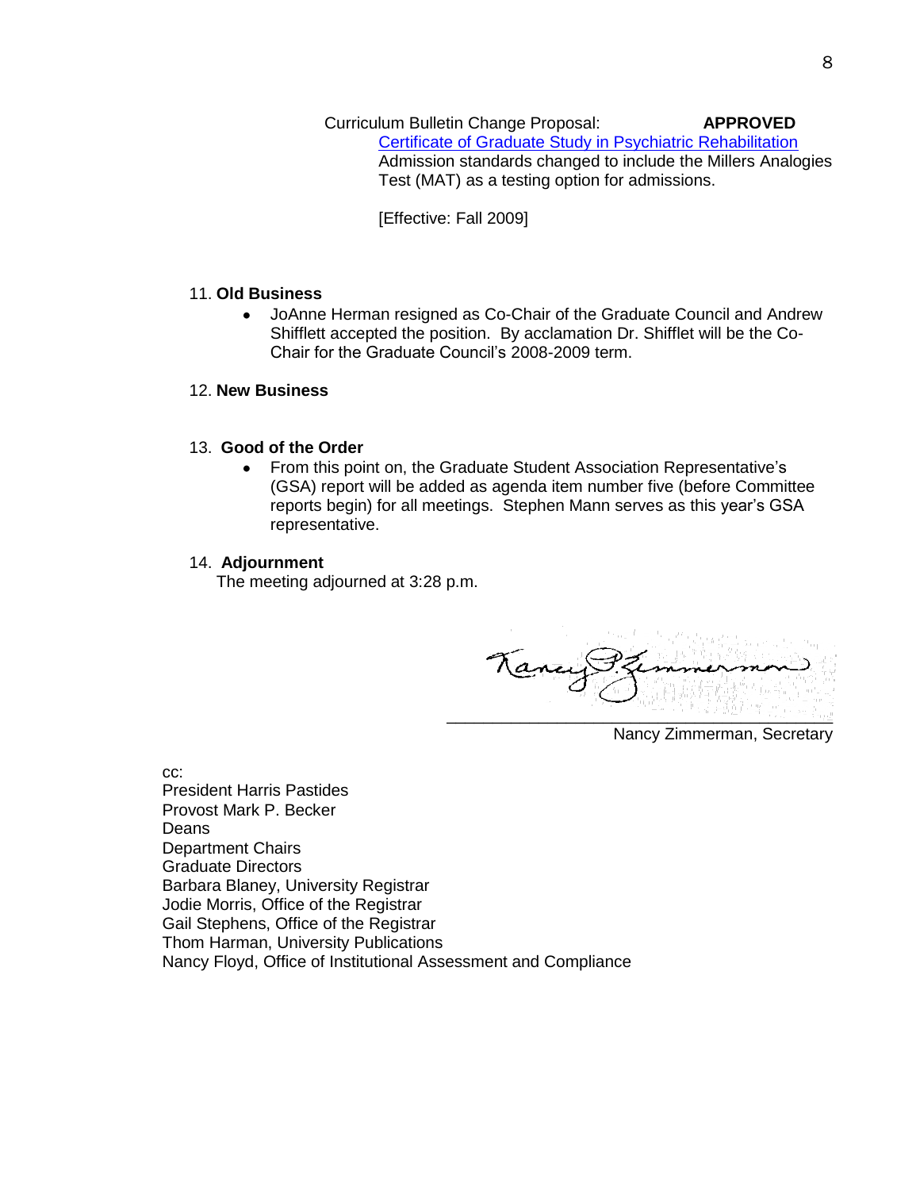Curriculum Bulletin Change Proposal: **APPROVED**

[Certificate of Graduate Study in Psychiatric Rehabilitation](#)
Admission standards changed to include the Millers Analogies Test (MAT) as a testing option for admissions.

[Effective: Fall 2009]

11. **Old Business**
    - JoAnne Herman resigned as Co-Chair of the Graduate Council and Andrew Shifflett accepted the position. By acclamation Dr. Shifflet will be the Co-Chair for the Graduate Council's 2008-2009 term.

12. **New Business**

13. **Good of the Order**
    - From this point on, the Graduate Student Association Representative's (GSA) report will be added as agenda item number five (before Committee reports begin) for all meetings. Stephen Mann serves as this year's GSA representative.

14. **Adjournment**
    The meeting adjourned at 3:28 p.m.

Nancy P. Zimmerman

Nancy Zimmerman, Secretary

cc:
President Harris Pastides
Provost Mark P. Becker
Deans
Department Chairs
Graduate Directors
Barbara Blaney, University Registrar
Jodie Morris, Office of the Registrar
Gail Stephens, Office of the Registrar
Thom Harman, University Publications
Nancy Floyd, Office of Institutional Assessment and Compliance